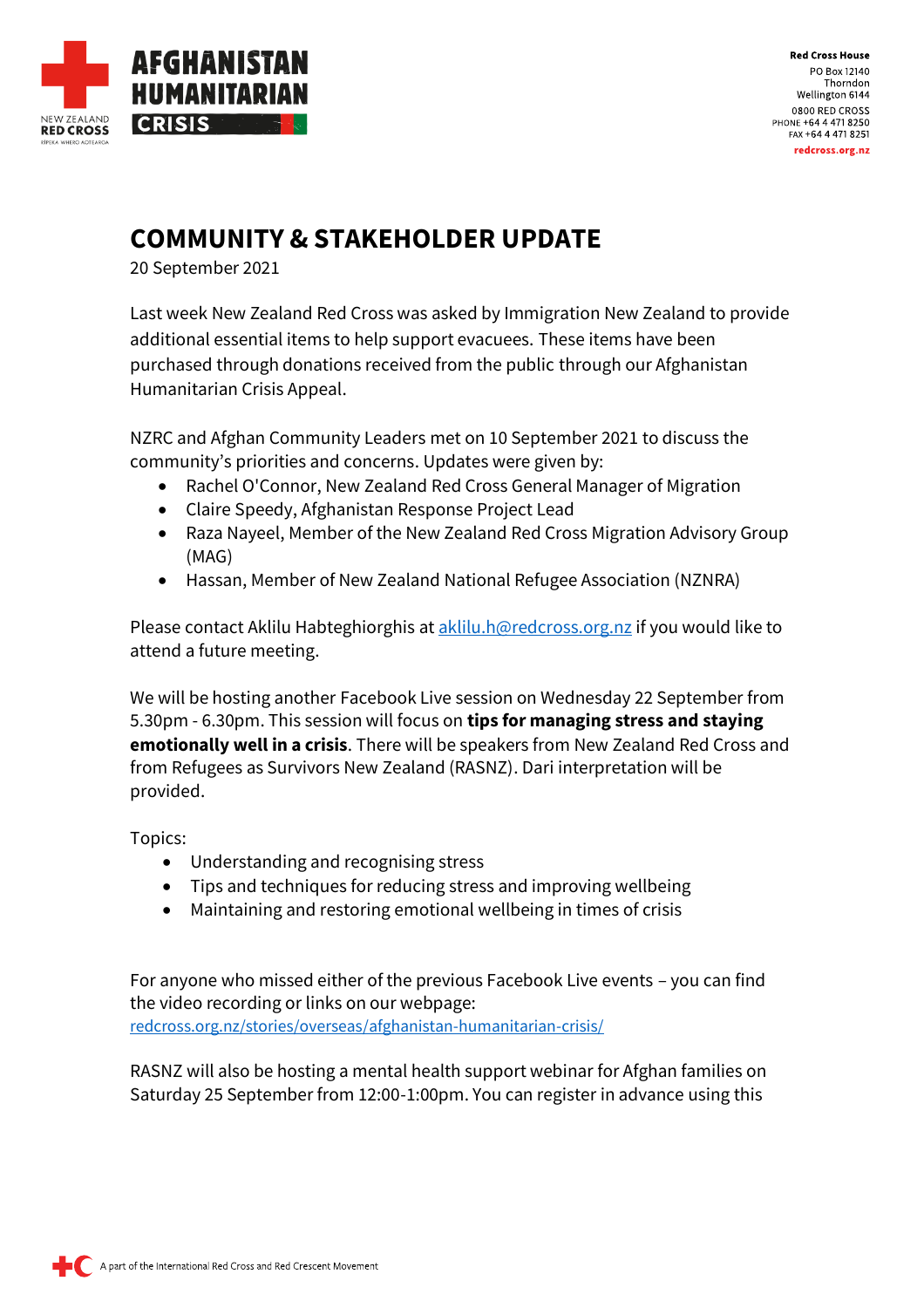# COMMUNITY & STAKEHOLDER UPDATE

20 September 2021

Last week New Zealand Red Cross was asked by Immigration New Zealand to provide additional essential items to help support evacuees. These items have been purchased through donations received from the public through our Afghanistan Humanitarian Crisis Appeal.

NZRC and Afghan Community Leaders met on 10 September 2021 to discuss the community's priorities and concerns. Updates were given by:

- Rachel O'Connor, New Zealand Red Cross General Manager of Migration
- Claire Speedy, Afghanistan Response Project Lead
- Raza Nayeel, Member of the New Zealand Red Cross Migration Advisory Group (MAG)
- Hassan, Member of New Zealand National Refugee Association (NZNRA)

Please contact Aklilu Habteghiorghis at [aklilu.h@redcross.org.nz](mailto:aklilu.h@redcross.org.nz) if you would like to attend a future meeting.

We will be hosting another Facebook Live session on Wednesday 22 September from 5.30pm - 6.30pm. This session will focus on **tips for managing stress and staying emotionally well in a crisis**. There will be speakers from New Zealand Red Cross and from Refugees as Survivors New Zealand (RASNZ). Dari interpretation will be provided.

Topics:

- Understanding and recognising stress
- Tips and techniques for reducing stress and improving wellbeing
- Maintaining and restoring emotional wellbeing in times of crisis

For anyone who missed either of the previous Facebook Live events – you can find the video recording or links on our webpage: [redcross.org.nz/stories/overseas/afghanistan-humanitarian-crisis/](https://redcross.org.nz/stories/overseas/afghanistan-humanitarian-crisis/)

RASNZ will also be hosting a mental health support webinar for Afghan families on Saturday 25 September from 12:00-1:00pm. You can register in advance using this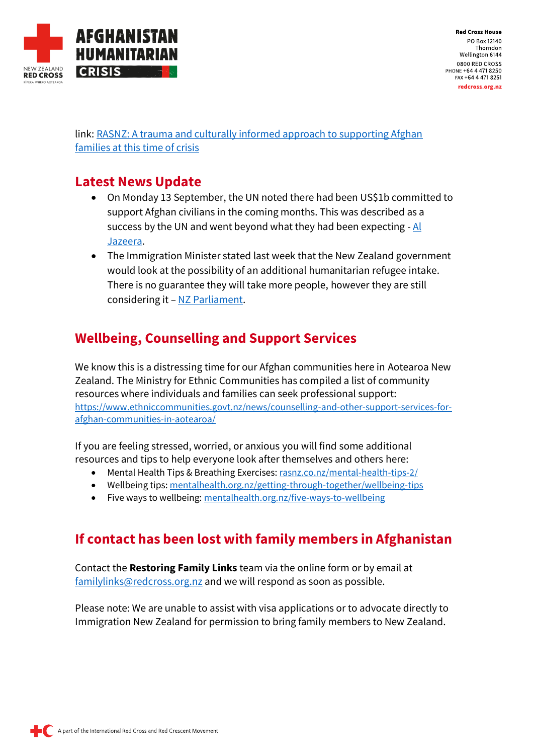link: [RASNZ: A trauma and culturally informed approach to supporting Afghan families at this time of crisis]

## Latest News Update

- On Monday 13 September, the UN noted there had been US$1b committed to support Afghan civilians in the coming months. This was described as a success by the UN and went beyond what they had been expecting - [Al Jazeera].
- The Immigration Minister stated last week that the New Zealand government would look at the possibility of an additional humanitarian refugee intake. There is no guarantee they will take more people, however they are still considering it – [NZ Parliament].

## Wellbeing, Counselling and Support Services

We know this is a distressing time for our Afghan communities here in Aotearoa New Zealand. The Ministry for Ethnic Communities has compiled a list of community resources where individuals and families can seek professional support: https://www.ethniccommunities.govt.nz/news/counselling-and-other-support-services-for-afghan-communities-in-aotearoa/

If you are feeling stressed, worried, or anxious you will find some additional resources and tips to help everyone look after themselves and others here:

- Mental Health Tips & Breathing Exercises: rasnz.co.nz/mental-health-tips-2/
- Wellbeing tips: mentalhealth.org.nz/getting-through-together/wellbeing-tips
- Five ways to wellbeing: mentalhealth.org.nz/five-ways-to-wellbeing

## If contact has been lost with family members in Afghanistan

Contact the **Restoring Family Links** team via the online form or by email at familylinks@redcross.org.nz and we will respond as soon as possible.

Please note: We are unable to assist with visa applications or to advocate directly to Immigration New Zealand for permission to bring family members to New Zealand.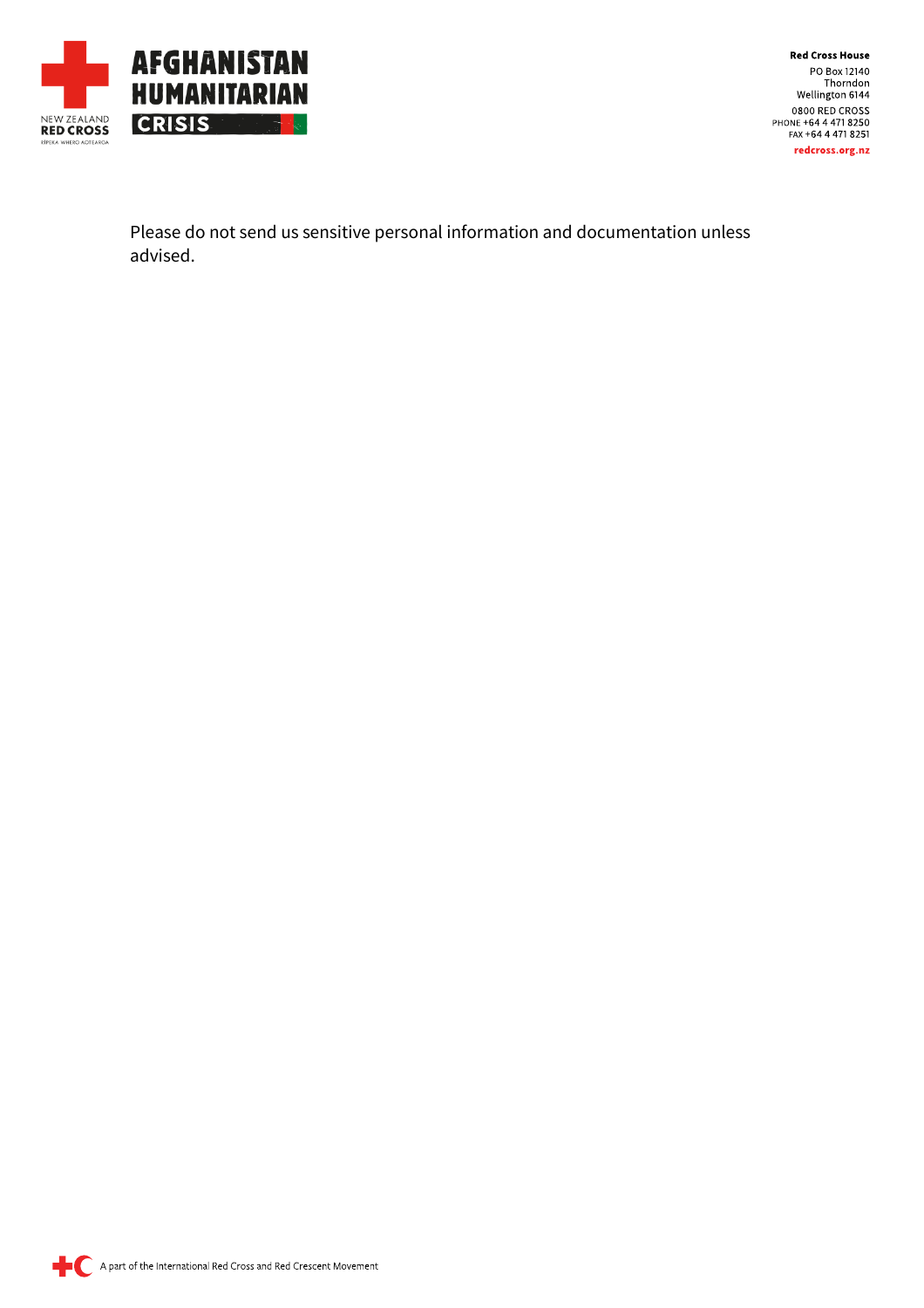Please do not send us sensitive personal information and documentation unless advised.